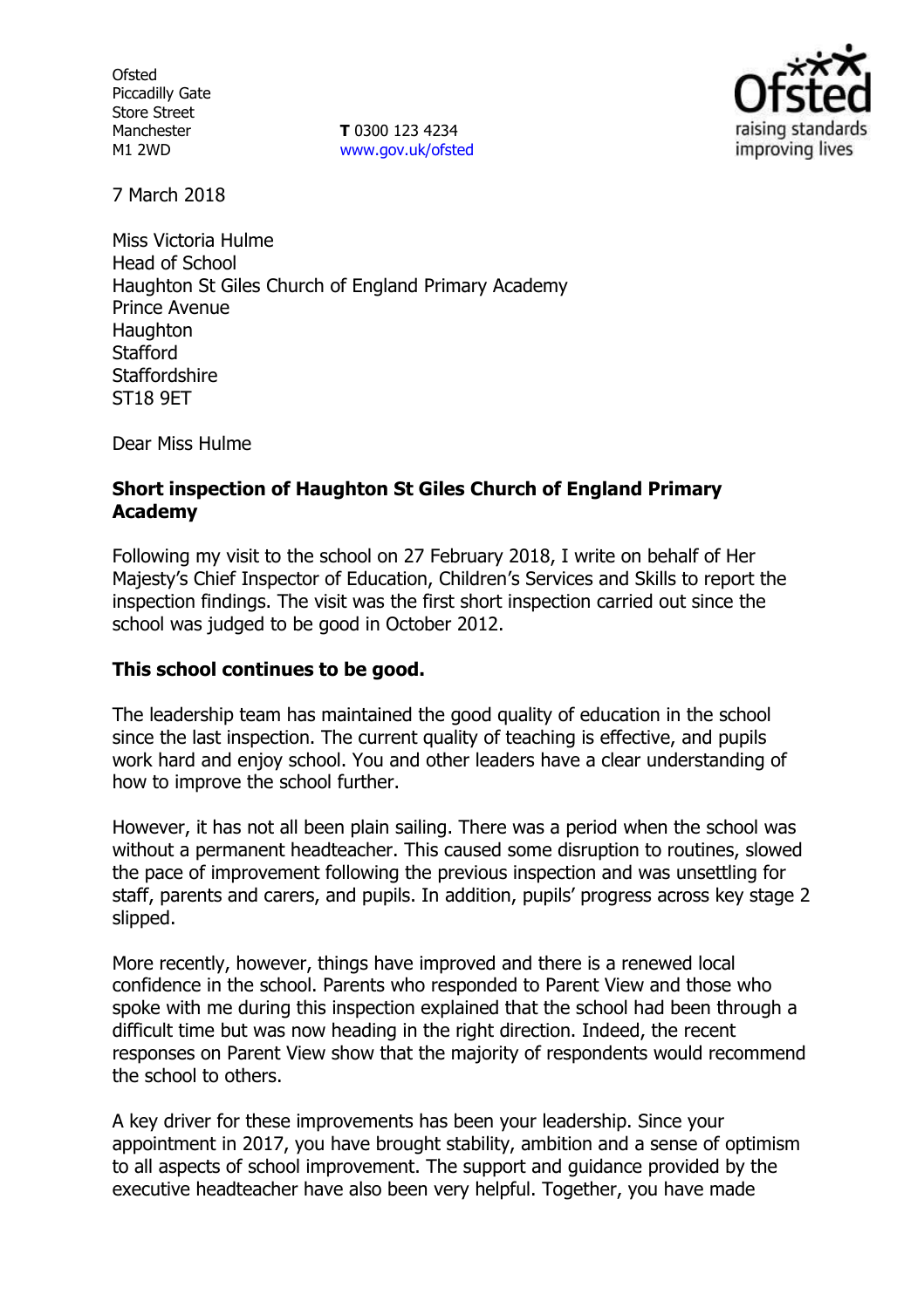Ofsted
Piccadilly Gate
Store Street
Manchester
M1 2WD

**T** 0300 123 4234
www.gov.uk/ofsted

7 March 2018

Miss Victoria Hulme
Head of School
Haughton St Giles Church of England Primary Academy
Prince Avenue
Haughton
Stafford
Staffordshire
ST18 9ET

Dear Miss Hulme

**Short inspection of Haughton St Giles Church of England Primary Academy**

Following my visit to the school on 27 February 2018, I write on behalf of Her Majesty's Chief Inspector of Education, Children's Services and Skills to report the inspection findings. The visit was the first short inspection carried out since the school was judged to be good in October 2012.

**This school continues to be good.**

The leadership team has maintained the good quality of education in the school since the last inspection. The current quality of teaching is effective, and pupils work hard and enjoy school. You and other leaders have a clear understanding of how to improve the school further.

However, it has not all been plain sailing. There was a period when the school was without a permanent headteacher. This caused some disruption to routines, slowed the pace of improvement following the previous inspection and was unsettling for staff, parents and carers, and pupils. In addition, pupils' progress across key stage 2 slipped.

More recently, however, things have improved and there is a renewed local confidence in the school. Parents who responded to Parent View and those who spoke with me during this inspection explained that the school had been through a difficult time but was now heading in the right direction. Indeed, the recent responses on Parent View show that the majority of respondents would recommend the school to others.

A key driver for these improvements has been your leadership. Since your appointment in 2017, you have brought stability, ambition and a sense of optimism to all aspects of school improvement. The support and guidance provided by the executive headteacher have also been very helpful. Together, you have made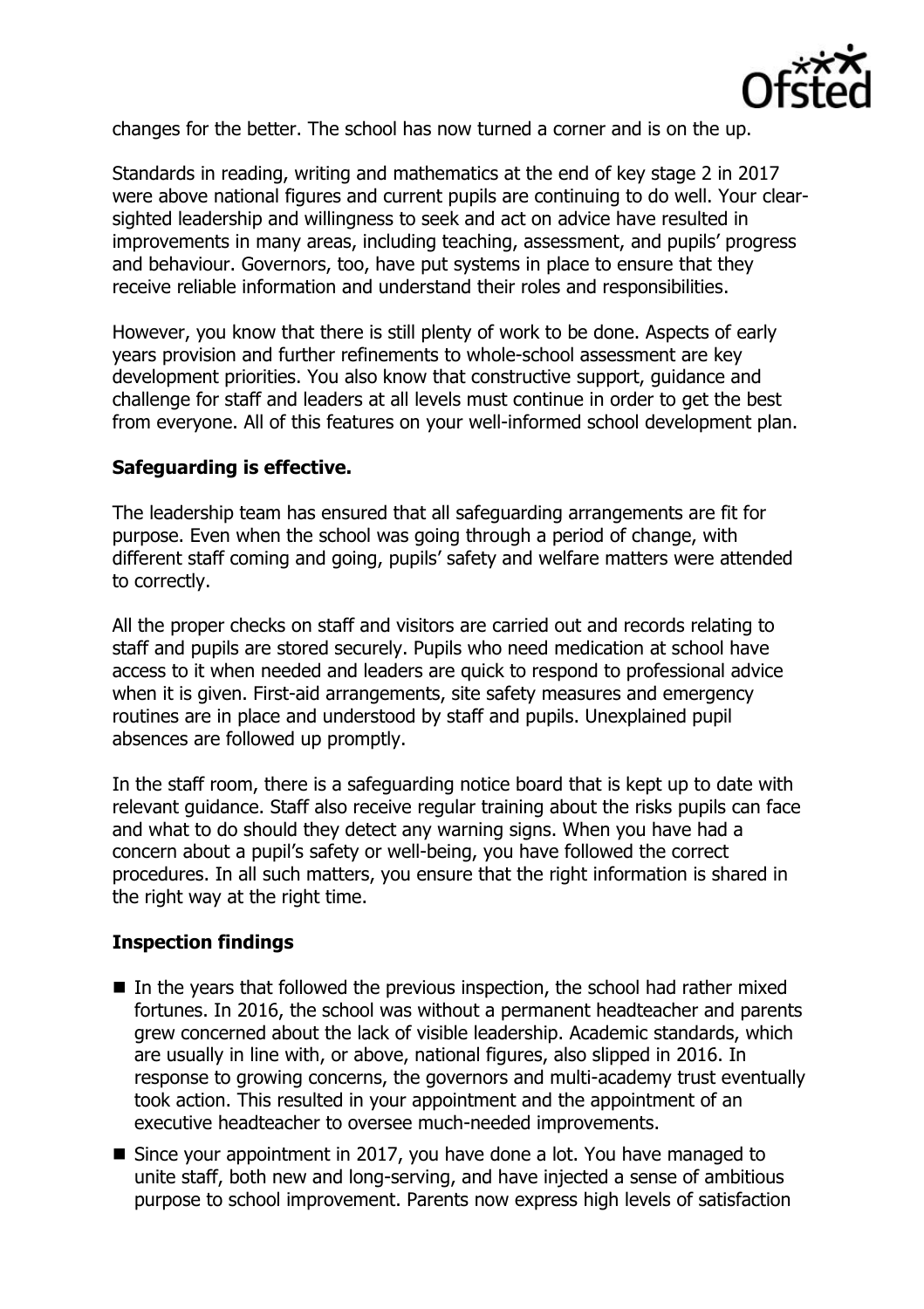changes for the better. The school has now turned a corner and is on the up.

Standards in reading, writing and mathematics at the end of key stage 2 in 2017 were above national figures and current pupils are continuing to do well. Your clear-sighted leadership and willingness to seek and act on advice have resulted in improvements in many areas, including teaching, assessment, and pupils' progress and behaviour. Governors, too, have put systems in place to ensure that they receive reliable information and understand their roles and responsibilities.

However, you know that there is still plenty of work to be done. Aspects of early years provision and further refinements to whole-school assessment are key development priorities. You also know that constructive support, guidance and challenge for staff and leaders at all levels must continue in order to get the best from everyone. All of this features on your well-informed school development plan.

**Safeguarding is effective.**

The leadership team has ensured that all safeguarding arrangements are fit for purpose. Even when the school was going through a period of change, with different staff coming and going, pupils' safety and welfare matters were attended to correctly.

All the proper checks on staff and visitors are carried out and records relating to staff and pupils are stored securely. Pupils who need medication at school have access to it when needed and leaders are quick to respond to professional advice when it is given. First-aid arrangements, site safety measures and emergency routines are in place and understood by staff and pupils. Unexplained pupil absences are followed up promptly.

In the staff room, there is a safeguarding notice board that is kept up to date with relevant guidance. Staff also receive regular training about the risks pupils can face and what to do should they detect any warning signs. When you have had a concern about a pupil's safety or well-being, you have followed the correct procedures. In all such matters, you ensure that the right information is shared in the right way at the right time.

**Inspection findings**

- In the years that followed the previous inspection, the school had rather mixed fortunes. In 2016, the school was without a permanent headteacher and parents grew concerned about the lack of visible leadership. Academic standards, which are usually in line with, or above, national figures, also slipped in 2016. In response to growing concerns, the governors and multi-academy trust eventually took action. This resulted in your appointment and the appointment of an executive headteacher to oversee much-needed improvements.
- Since your appointment in 2017, you have done a lot. You have managed to unite staff, both new and long-serving, and have injected a sense of ambitious purpose to school improvement. Parents now express high levels of satisfaction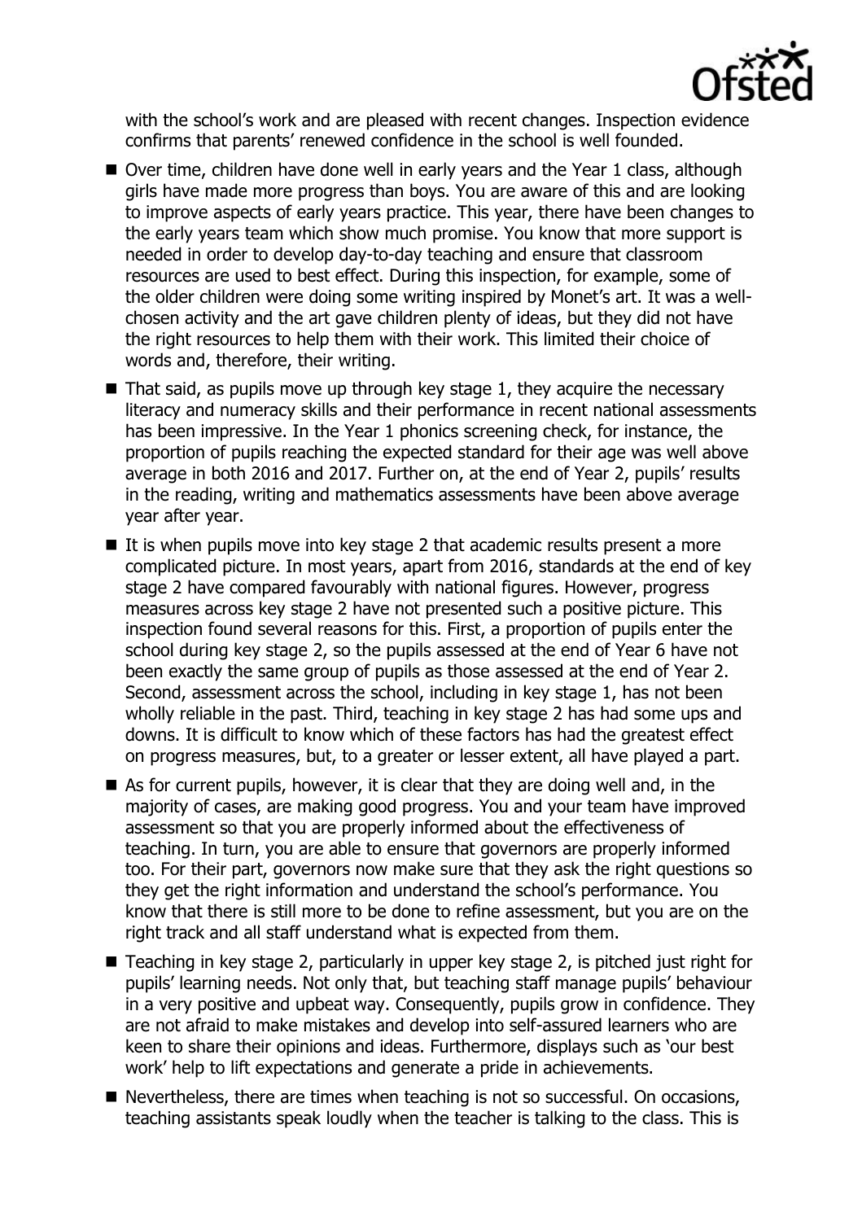with the school's work and are pleased with recent changes. Inspection evidence confirms that parents' renewed confidence in the school is well founded.

- Over time, children have done well in early years and the Year 1 class, although girls have made more progress than boys. You are aware of this and are looking to improve aspects of early years practice. This year, there have been changes to the early years team which show much promise. You know that more support is needed in order to develop day-to-day teaching and ensure that classroom resources are used to best effect. During this inspection, for example, some of the older children were doing some writing inspired by Monet's art. It was a well-chosen activity and the art gave children plenty of ideas, but they did not have the right resources to help them with their work. This limited their choice of words and, therefore, their writing.
- That said, as pupils move up through key stage 1, they acquire the necessary literacy and numeracy skills and their performance in recent national assessments has been impressive. In the Year 1 phonics screening check, for instance, the proportion of pupils reaching the expected standard for their age was well above average in both 2016 and 2017. Further on, at the end of Year 2, pupils' results in the reading, writing and mathematics assessments have been above average year after year.
- It is when pupils move into key stage 2 that academic results present a more complicated picture. In most years, apart from 2016, standards at the end of key stage 2 have compared favourably with national figures. However, progress measures across key stage 2 have not presented such a positive picture. This inspection found several reasons for this. First, a proportion of pupils enter the school during key stage 2, so the pupils assessed at the end of Year 6 have not been exactly the same group of pupils as those assessed at the end of Year 2. Second, assessment across the school, including in key stage 1, has not been wholly reliable in the past. Third, teaching in key stage 2 has had some ups and downs. It is difficult to know which of these factors has had the greatest effect on progress measures, but, to a greater or lesser extent, all have played a part.
- As for current pupils, however, it is clear that they are doing well and, in the majority of cases, are making good progress. You and your team have improved assessment so that you are properly informed about the effectiveness of teaching. In turn, you are able to ensure that governors are properly informed too. For their part, governors now make sure that they ask the right questions so they get the right information and understand the school's performance. You know that there is still more to be done to refine assessment, but you are on the right track and all staff understand what is expected from them.
- Teaching in key stage 2, particularly in upper key stage 2, is pitched just right for pupils' learning needs. Not only that, but teaching staff manage pupils' behaviour in a very positive and upbeat way. Consequently, pupils grow in confidence. They are not afraid to make mistakes and develop into self-assured learners who are keen to share their opinions and ideas. Furthermore, displays such as 'our best work' help to lift expectations and generate a pride in achievements.
- Nevertheless, there are times when teaching is not so successful. On occasions, teaching assistants speak loudly when the teacher is talking to the class. This is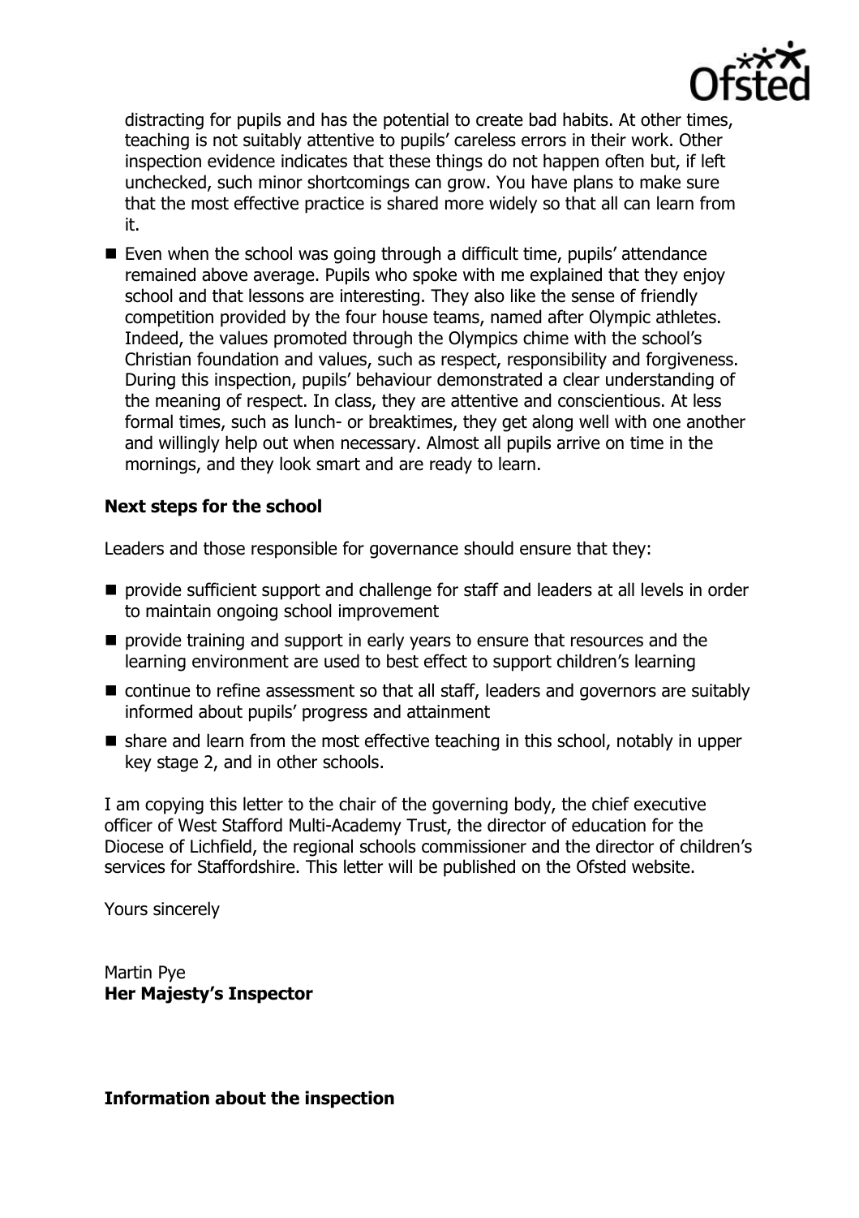distracting for pupils and has the potential to create bad habits. At other times, teaching is not suitably attentive to pupils' careless errors in their work. Other inspection evidence indicates that these things do not happen often but, if left unchecked, such minor shortcomings can grow. You have plans to make sure that the most effective practice is shared more widely so that all can learn from it.

- Even when the school was going through a difficult time, pupils' attendance remained above average. Pupils who spoke with me explained that they enjoy school and that lessons are interesting. They also like the sense of friendly competition provided by the four house teams, named after Olympic athletes. Indeed, the values promoted through the Olympics chime with the school's Christian foundation and values, such as respect, responsibility and forgiveness. During this inspection, pupils' behaviour demonstrated a clear understanding of the meaning of respect. In class, they are attentive and conscientious. At less formal times, such as lunch- or breaktimes, they get along well with one another and willingly help out when necessary. Almost all pupils arrive on time in the mornings, and they look smart and are ready to learn.

### Next steps for the school

Leaders and those responsible for governance should ensure that they:

- provide sufficient support and challenge for staff and leaders at all levels in order to maintain ongoing school improvement
- provide training and support in early years to ensure that resources and the learning environment are used to best effect to support children's learning
- continue to refine assessment so that all staff, leaders and governors are suitably informed about pupils' progress and attainment
- share and learn from the most effective teaching in this school, notably in upper key stage 2, and in other schools.

I am copying this letter to the chair of the governing body, the chief executive officer of West Stafford Multi-Academy Trust, the director of education for the Diocese of Lichfield, the regional schools commissioner and the director of children's services for Staffordshire. This letter will be published on the Ofsted website.

Yours sincerely

Martin Pye
**Her Majesty's Inspector**

### Information about the inspection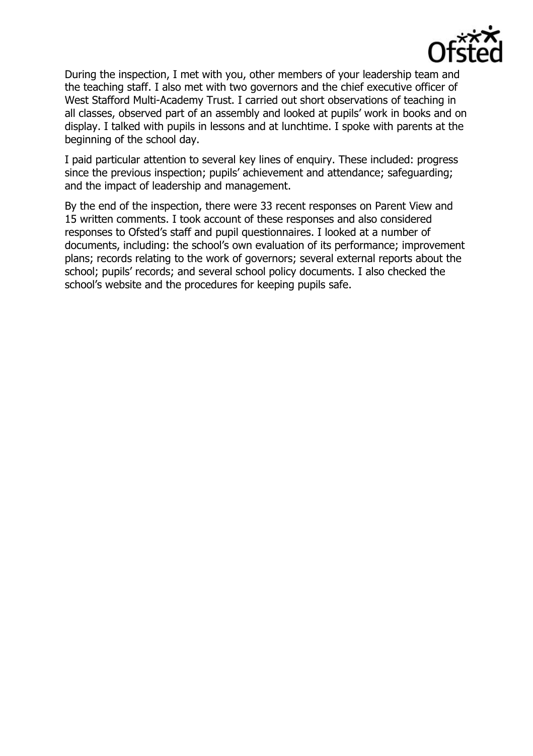During the inspection, I met with you, other members of your leadership team and the teaching staff. I also met with two governors and the chief executive officer of West Stafford Multi-Academy Trust. I carried out short observations of teaching in all classes, observed part of an assembly and looked at pupils' work in books and on display. I talked with pupils in lessons and at lunchtime. I spoke with parents at the beginning of the school day.

I paid particular attention to several key lines of enquiry. These included: progress since the previous inspection; pupils' achievement and attendance; safeguarding; and the impact of leadership and management.

By the end of the inspection, there were 33 recent responses on Parent View and 15 written comments. I took account of these responses and also considered responses to Ofsted's staff and pupil questionnaires. I looked at a number of documents, including: the school's own evaluation of its performance; improvement plans; records relating to the work of governors; several external reports about the school; pupils' records; and several school policy documents. I also checked the school's website and the procedures for keeping pupils safe.